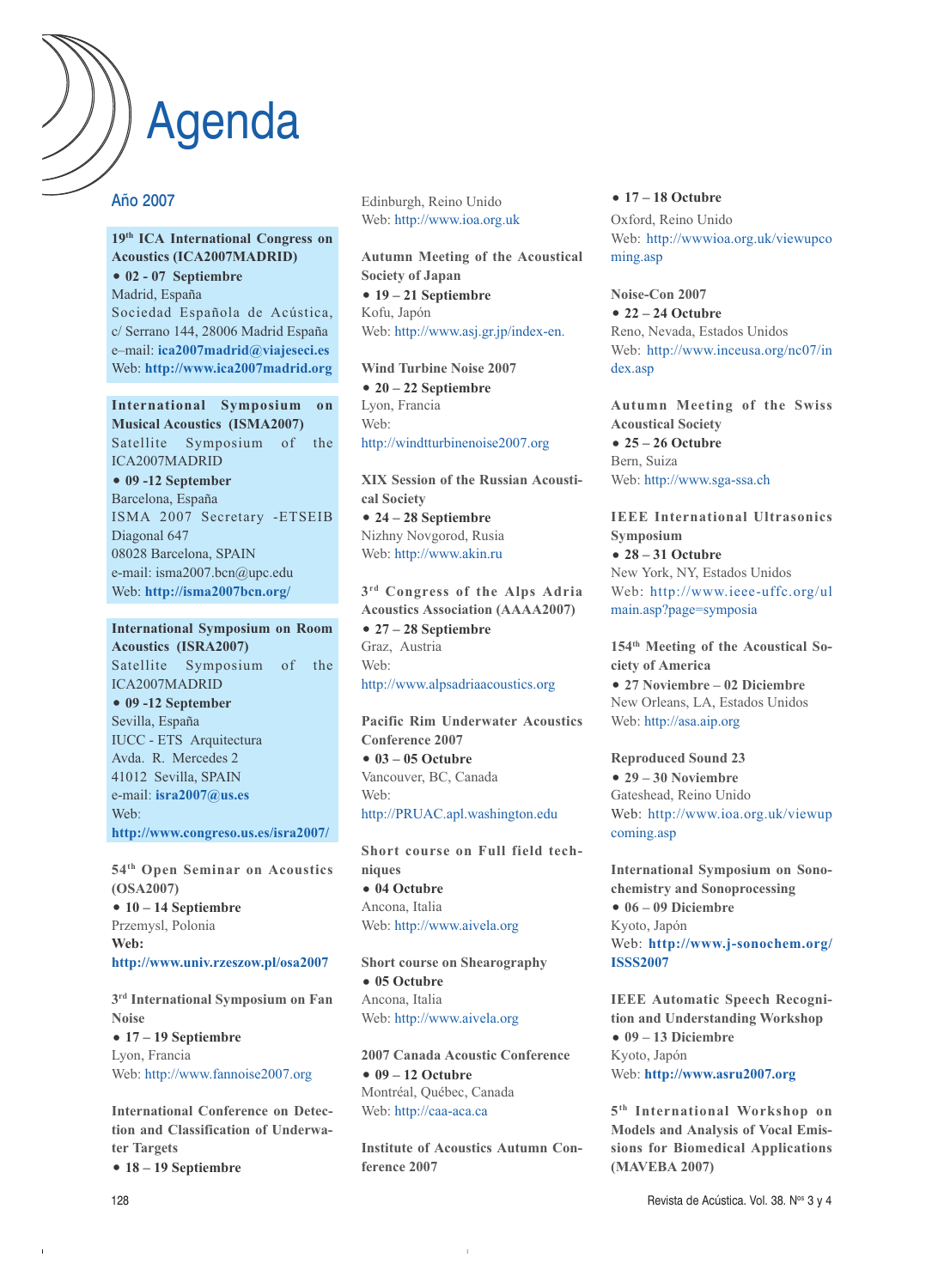# Agenda

## Año 2007

**19th ICA International Congress on Acoustics (ICA2007MADRID)**
- **02 - 07 Septiembre**

Madrid, España
Sociedad Española de Acústica, c/ Serrano 144, 28006 Madrid España
e–mail: **ica2007madrid@viajeseci.es**
Web: **http://www.ica2007madrid.org**

**International Symposium on Musical Acoustics (ISMA2007)**
Satellite Symposium of the ICA2007MADRID
- **09 -12 September**

Barcelona, España
ISMA 2007 Secretary -ETSEIB
Diagonal 647
08028 Barcelona, SPAIN
e-mail: isma2007.bcn@upc.edu
Web: **http://isma2007bcn.org/**

**International Symposium on Room Acoustics (ISRA2007)**
Satellite Symposium of the ICA2007MADRID
- **09 -12 September**

Sevilla, España
IUCC - ETS Arquitectura
Avda. R. Mercedes 2
41012 Sevilla, SPAIN
e-mail: **isra2007@us.es**
Web:
**http://www.congreso.us.es/isra2007/**

**54th Open Seminar on Acoustics (OSA2007)**
- **10 – 14 Septiembre**

Przemysl, Polonia
**Web:**
**http://www.univ.rzeszow.pl/osa2007**

**3rd International Symposium on Fan Noise**
- **17 – 19 Septiembre**

Lyon, Francia
Web: http://www.fannoise2007.org

**International Conference on Detection and Classification of Underwater Targets**
- **18 – 19 Septiembre**

Edinburgh, Reino Unido
Web: http://www.ioa.org.uk

**Autumn Meeting of the Acoustical Society of Japan**
- **19 – 21 Septiembre**

Kofu, Japón
Web: http://www.asj.gr.jp/index-en.

**Wind Turbine Noise 2007**
- **20 – 22 Septiembre**

Lyon, Francia
Web:
http://windtturbinenoise2007.org

**XIX Session of the Russian Acoustical Society**
- **24 – 28 Septiembre**

Nizhny Novgorod, Rusia
Web: http://www.akin.ru

**3rd Congress of the Alps Adria Acoustics Association (AAAA2007)**
- **27 – 28 Septiembre**

Graz, Austria
Web:
http://www.alpsadriaacoustics.org

**Pacific Rim Underwater Acoustics Conference 2007**
- **03 – 05 Octubre**

Vancouver, BC, Canada
Web:
http://PRUAC.apl.washington.edu

**Short course on Full field techniques**
- **04 Octubre**

Ancona, Italia
Web: http://www.aivela.org

**Short course on Shearography**
- **05 Octubre**

Ancona, Italia
Web: http://www.aivela.org

**2007 Canada Acoustic Conference**
- **09 – 12 Octubre**

Montréal, Québec, Canada
Web: http://caa-aca.ca

**Institute of Acoustics Autumn Conference 2007**
- **17 – 18 Octubre**

Oxford, Reino Unido
Web: http://wwwioa.org.uk/viewupcoming.asp

**Noise-Con 2007**
- **22 – 24 Octubre**

Reno, Nevada, Estados Unidos
Web: http://www.inceusa.org/nc07/index.asp

**Autumn Meeting of the Swiss Acoustical Society**
- **25 – 26 Octubre**

Bern, Suiza
Web: http://www.sga-ssa.ch

**IEEE International Ultrasonics Symposium**
- **28 – 31 Octubre**

New York, NY, Estados Unidos
Web: http://www.ieee-uffc.org/ulmain.asp?page=symposia

**154th Meeting of the Acoustical Society of America**
- **27 Noviembre – 02 Diciembre**

New Orleans, LA, Estados Unidos
Web: http://asa.aip.org

**Reproduced Sound 23**
- **29 – 30 Noviembre**

Gateshead, Reino Unido
Web: http://www.ioa.org.uk/viewupcoming.asp

**International Symposium on Sonochemistry and Sonoprocessing**
- **06 – 09 Diciembre**

Kyoto, Japón
Web: **http://www.j-sonochem.org/ISSS2007**

**IEEE Automatic Speech Recognition and Understanding Workshop**
- **09 – 13 Diciembre**

Kyoto, Japón
Web: **http://www.asru2007.org**

**5th International Workshop on Models and Analysis of Vocal Emissions for Biomedical Applications (MAVEBA 2007)**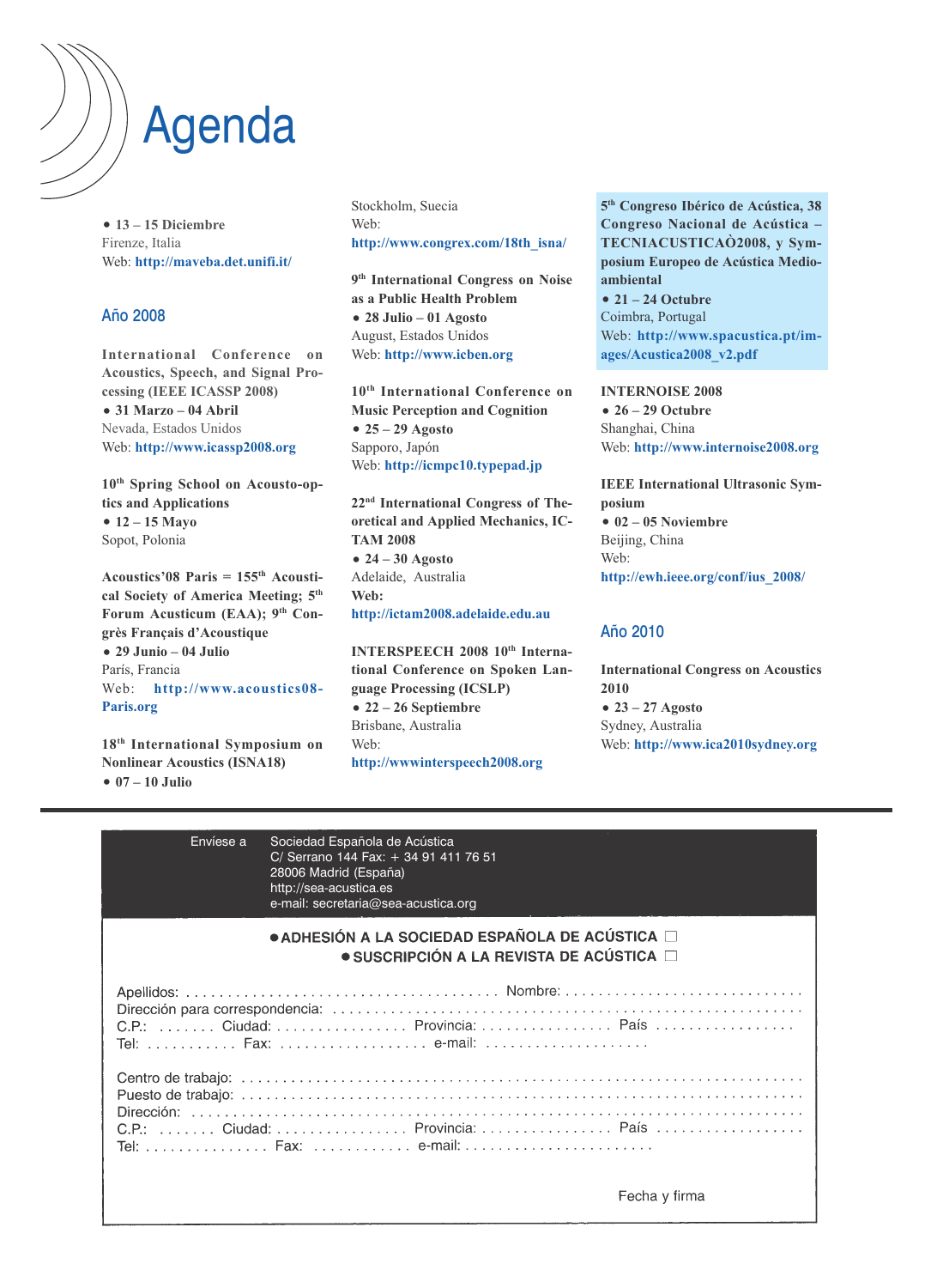# Agenda

- **13 – 15 Diciembre**
Firenze, Italia
Web: **http://maveba.det.unifi.it/**

## Año 2008

**International Conference on Acoustics, Speech, and Signal Processing (IEEE ICASSP 2008)**
- **31 Marzo – 04 Abril**
Nevada, Estados Unidos
Web: **http://www.icassp2008.org**

**10th Spring School on Acousto-optics and Applications**
- **12 – 15 Mayo**
Sopot, Polonia

**Acoustics'08 Paris = 155th Acoustical Society of America Meeting; 5th Forum Acusticum (EAA); 9th Congrès Français d'Acoustique**
- **29 Junio – 04 Julio**
París, Francia
Web: **http://www.acoustics08-Paris.org**

**18th International Symposium on Nonlinear Acoustics (ISNA18)**
- **07 – 10 Julio**
Stockholm, Suecia
Web:
**http://www.congrex.com/18th_isna/**

**9th International Congress on Noise as a Public Health Problem**
- **28 Julio – 01 Agosto**
August, Estados Unidos
Web: **http://www.icben.org**

**10th International Conference on Music Perception and Cognition**
- **25 – 29 Agosto**
Sapporo, Japón
Web: **http://icmpc10.typepad.jp**

**22nd International Congress of Theoretical and Applied Mechanics, ICTAM 2008**
- **24 – 30 Agosto**
Adelaide, Australia
**Web:**
**http://ictam2008.adelaide.edu.au**

**INTERSPEECH 2008 10th International Conference on Spoken Language Processing (ICSLP)**
- **22 – 26 Septiembre**
Brisbane, Australia
Web:
**http://wwwinterspeech2008.org**

**5th Congreso Ibérico de Acústica, 38 Congreso Nacional de Acústica – TECNIACUSTICAÒ2008, y Symposium Europeo de Acústica Medioambiental**
- **21 – 24 Octubre**
Coimbra, Portugal
Web: **http://www.spacustica.pt/images/Acustica2008_v2.pdf**

**INTERNOISE 2008**
- **26 – 29 Octubre**
Shanghai, China
Web: **http://www.internoise2008.org**

**IEEE International Ultrasonic Symposium**
- **02 – 05 Noviembre**
Beijing, China
Web:
**http://ewh.ieee.org/conf/ius_2008/**

## Año 2010

**International Congress on Acoustics 2010**
- **23 – 27 Agosto**
Sydney, Australia
Web: **http://www.ica2010sydney.org**

---

Envíese a
Sociedad Española de Acústica
C/ Serrano 144 Fax: + 34 91 411 76 51
28006 Madrid (España)
http://sea-acustica.es
e-mail: secretaria@sea-acustica.org

- **ADHESIÓN A LA SOCIEDAD ESPAÑOLA DE ACÚSTICA** ☐
- **SUSCRIPCIÓN A LA REVISTA DE ACÚSTICA** ☐

Apellidos: .......................................... Nombre: ..................................
Dirección para correspondencia: ..........................................................................
C.P.: ....... Ciudad: ................ Provincia: ................ País ................
Tel: ........... Fax: .................. e-mail: ....................

Centro de trabajo: ..........................................................................
Puesto de trabajo: ..........................................................................
Dirección: ..........................................................................
C.P.: ....... Ciudad: ................ Provincia: ................ País ................
Tel: ............... Fax: ............ e-mail: ......................

Fecha y firma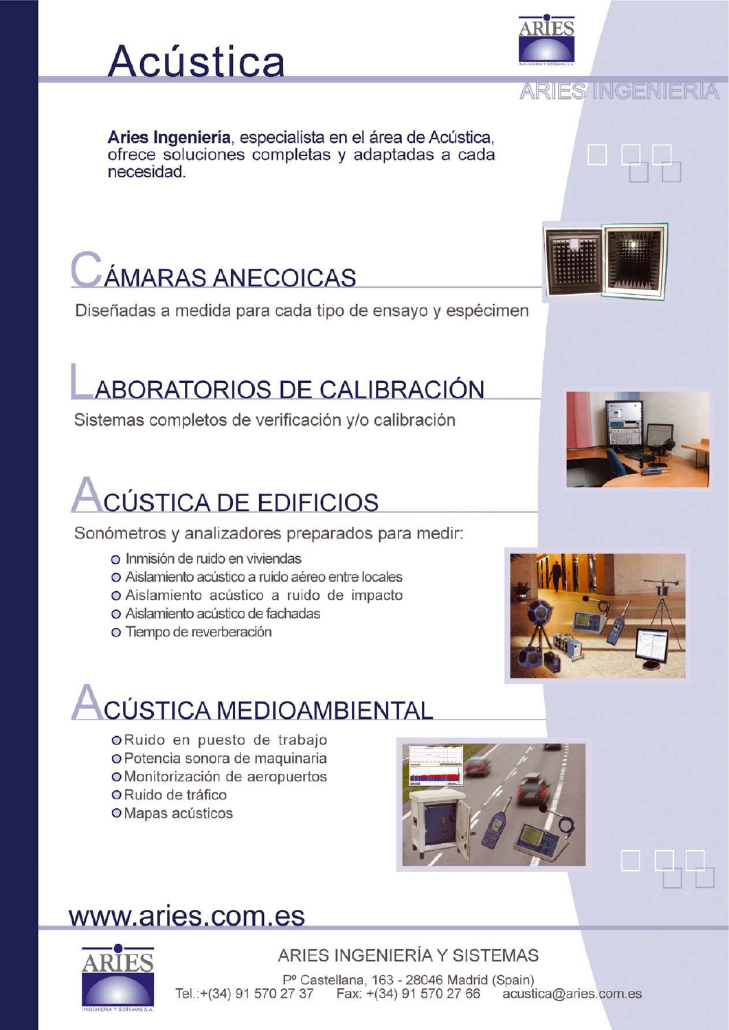# Acústica

ARIES INGENIERIA

**Aries Ingeniería**, especialista en el área de Acústica, ofrece soluciones completas y adaptadas a cada necesidad.

## CÁMARAS ANECOICAS

Diseñadas a medida para cada tipo de ensayo y espécimen

## LABORATORIOS DE CALIBRACIÓN

Sistemas completos de verificación y/o calibración

## ACÚSTICA DE EDIFICIOS

Sonómetros y analizadores preparados para medir:

- Inmisión de ruido en viviendas
- Aislamiento acústico a ruido aéreo entre locales
- Aislamiento acústico a ruido de impacto
- Aislamiento acústico de fachadas
- Tiempo de reverberación

## ACÚSTICA MEDIOAMBIENTAL

- Ruido en puesto de trabajo
- Potencia sonora de maquinaria
- Monitorización de aeropuertos
- Ruido de tráfico
- Mapas acústicos

www.aries.com.es

ARIES INGENIERÍA Y SISTEMAS

Pº Castellana, 163 - 28046 Madrid (Spain)
Tel.:+(34) 91 570 27 37 Fax: +(34) 91 570 27 66 acustica@aries.com.es